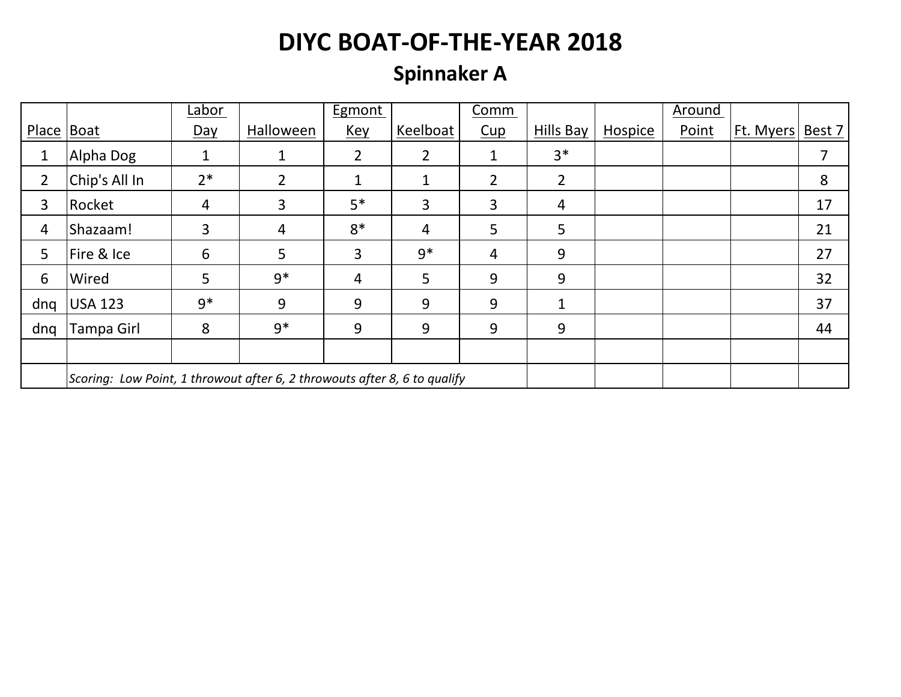# DIYC BOAT-OF-THE-YEAR 2018

## Spinnaker A

| Place | Boat | Labor Day | Halloween | Egmont Key | Keelboat | Comm Cup | Hills Bay | Hospice | Around Point | Ft. Myers | Best 7 |
|---|---|---|---|---|---|---|---|---|---|---|---|
| 1 | Alpha Dog | 1 | 1 | 2 | 2 | 1 | 3* | | | | 7 |
| 2 | Chip's All In | 2* | 2 | 1 | 1 | 2 | 2 | | | | 8 |
| 3 | Rocket | 4 | 3 | 5* | 3 | 3 | 4 | | | | 17 |
| 4 | Shazaam! | 3 | 4 | 8* | 4 | 5 | 5 | | | | 21 |
| 5 | Fire & Ice | 6 | 5 | 3 | 9* | 4 | 9 | | | | 27 |
| 6 | Wired | 5 | 9* | 4 | 5 | 9 | 9 | | | | 32 |
| dnq | USA 123 | 9* | 9 | 9 | 9 | 9 | 1 | | | | 37 |
| dnq | Tampa Girl | 8 | 9* | 9 | 9 | 9 | 9 | | | | 44 |
| | | | | | | | | | | | |
| | *Scoring: Low Point, 1 throwout after 6, 2 throwouts after 8, 6 to qualify* | | | | | | | | | | |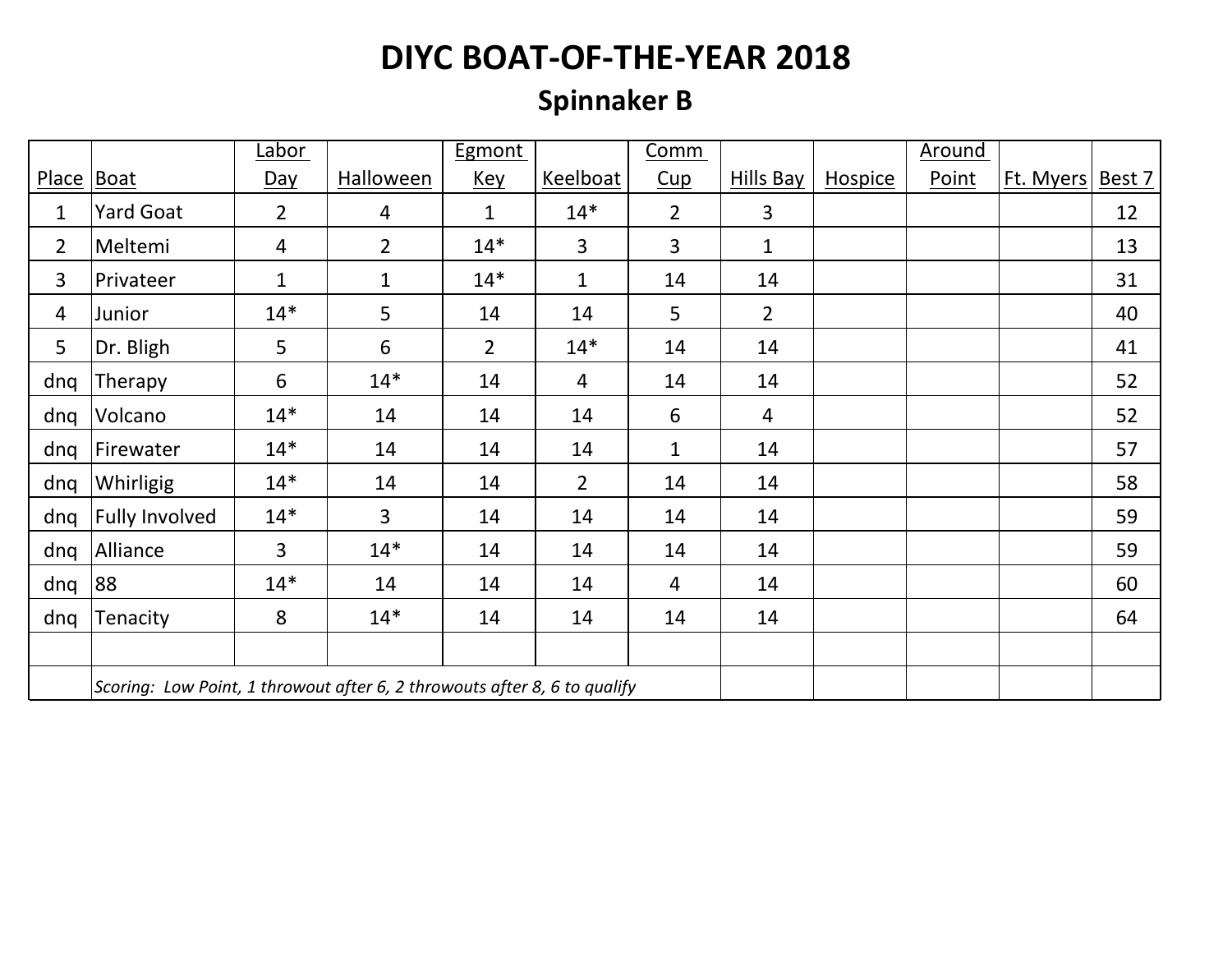# DIYC BOAT-OF-THE-YEAR 2018

## Spinnaker B

| Place | Boat | Labor Day | Halloween | Egmont Key | Keelboat | Comm Cup | Hills Bay | Hospice | Around Point | Ft. Myers | Best 7 |
|---|---|---|---|---|---|---|---|---|---|---|---|
| 1 | Yard Goat | 2 | 4 | 1 | 14* | 2 | 3 | | | | 12 |
| 2 | Meltemi | 4 | 2 | 14* | 3 | 3 | 1 | | | | 13 |
| 3 | Privateer | 1 | 1 | 14* | 1 | 14 | 14 | | | | 31 |
| 4 | Junior | 14* | 5 | 14 | 14 | 5 | 2 | | | | 40 |
| 5 | Dr. Bligh | 5 | 6 | 2 | 14* | 14 | 14 | | | | 41 |
| dnq | Therapy | 6 | 14* | 14 | 4 | 14 | 14 | | | | 52 |
| dnq | Volcano | 14* | 14 | 14 | 14 | 6 | 4 | | | | 52 |
| dnq | Firewater | 14* | 14 | 14 | 14 | 1 | 14 | | | | 57 |
| dnq | Whirligig | 14* | 14 | 14 | 2 | 14 | 14 | | | | 58 |
| dnq | Fully Involved | 14* | 3 | 14 | 14 | 14 | 14 | | | | 59 |
| dnq | Alliance | 3 | 14* | 14 | 14 | 14 | 14 | | | | 59 |
| dnq | 88 | 14* | 14 | 14 | 14 | 4 | 14 | | | | 60 |
| dnq | Tenacity | 8 | 14* | 14 | 14 | 14 | 14 | | | | 64 |
| | | | | | | | | | | | |
| | *Scoring: Low Point, 1 throwout after 6, 2 throwouts after 8, 6 to qualify* | | | | | | | | | | |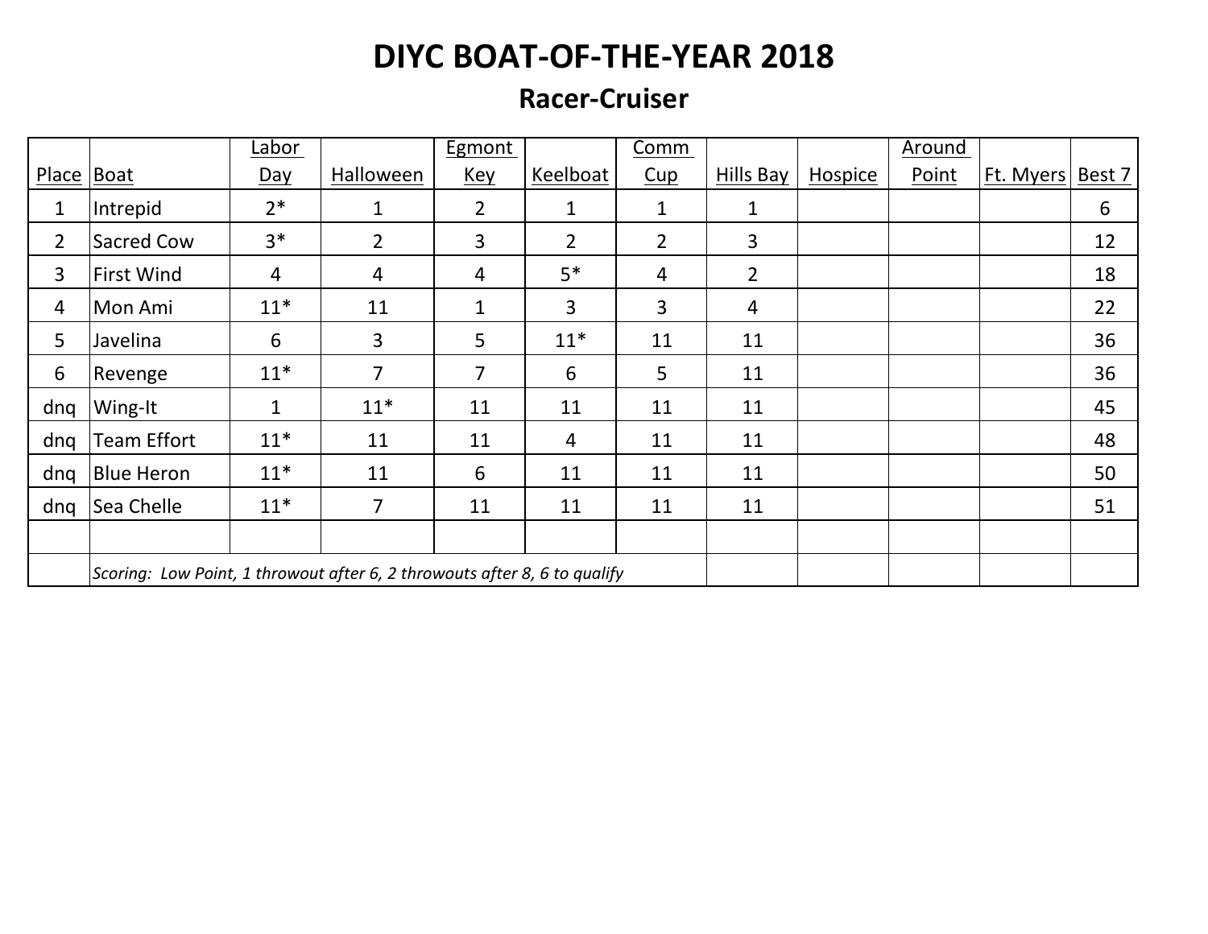# DIYC BOAT-OF-THE-YEAR 2018

## Racer-Cruiser

| Place | Boat | Labor Day | Halloween | Egmont Key | Keelboat | Comm Cup | Hills Bay | Hospice | Around Point | Ft. Myers | Best 7 |
|---|---|---|---|---|---|---|---|---|---|---|---|
| 1 | Intrepid | 2* | 1 | 2 | 1 | 1 | 1 | | | | 6 |
| 2 | Sacred Cow | 3* | 2 | 3 | 2 | 2 | 3 | | | | 12 |
| 3 | First Wind | 4 | 4 | 4 | 5* | 4 | 2 | | | | 18 |
| 4 | Mon Ami | 11* | 11 | 1 | 3 | 3 | 4 | | | | 22 |
| 5 | Javelina | 6 | 3 | 5 | 11* | 11 | 11 | | | | 36 |
| 6 | Revenge | 11* | 7 | 7 | 6 | 5 | 11 | | | | 36 |
| dnq | Wing-It | 1 | 11* | 11 | 11 | 11 | 11 | | | | 45 |
| dnq | Team Effort | 11* | 11 | 11 | 4 | 11 | 11 | | | | 48 |
| dnq | Blue Heron | 11* | 11 | 6 | 11 | 11 | 11 | | | | 50 |
| dnq | Sea Chelle | 11* | 7 | 11 | 11 | 11 | 11 | | | | 51 |
| | | | | | | | | | | | |
| | *Scoring: Low Point, 1 throwout after 6, 2 throwouts after 8, 6 to qualify* | | | | | | | | | | |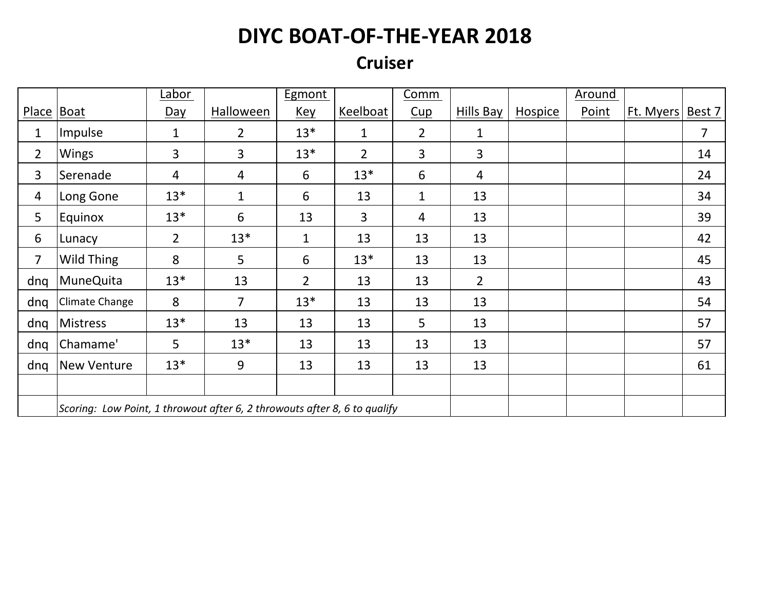# DIYC BOAT-OF-THE-YEAR 2018

## Cruiser

| Place | Boat | Labor Day | Halloween | Egmont Key | Keelboat | Comm Cup | Hills Bay | Hospice | Around Point | Ft. Myers | Best 7 |
|---|---|---|---|---|---|---|---|---|---|---|---|
| 1 | Impulse | 1 | 2 | 13* | 1 | 2 | 1 | | | | 7 |
| 2 | Wings | 3 | 3 | 13* | 2 | 3 | 3 | | | | 14 |
| 3 | Serenade | 4 | 4 | 6 | 13* | 6 | 4 | | | | 24 |
| 4 | Long Gone | 13* | 1 | 6 | 13 | 1 | 13 | | | | 34 |
| 5 | Equinox | 13* | 6 | 13 | 3 | 4 | 13 | | | | 39 |
| 6 | Lunacy | 2 | 13* | 1 | 13 | 13 | 13 | | | | 42 |
| 7 | Wild Thing | 8 | 5 | 6 | 13* | 13 | 13 | | | | 45 |
| dnq | MuneQuita | 13* | 13 | 2 | 13 | 13 | 2 | | | | 43 |
| dnq | Climate Change | 8 | 7 | 13* | 13 | 13 | 13 | | | | 54 |
| dnq | Mistress | 13* | 13 | 13 | 13 | 5 | 13 | | | | 57 |
| dnq | Chamame' | 5 | 13* | 13 | 13 | 13 | 13 | | | | 57 |
| dnq | New Venture | 13* | 9 | 13 | 13 | 13 | 13 | | | | 61 |
| | | | | | | | | | | | |
| | *Scoring: Low Point, 1 throwout after 6, 2 throwouts after 8, 6 to qualify* | | | | | | | | | | |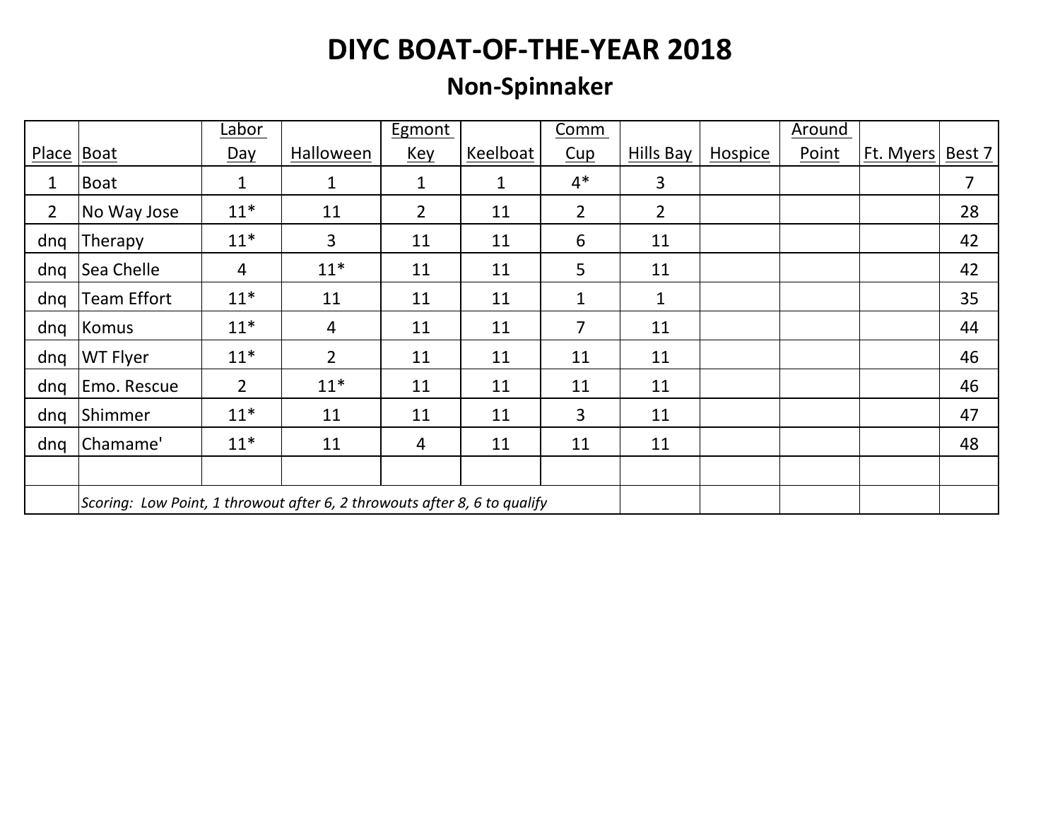# DIYC BOAT-OF-THE-YEAR 2018

## Non-Spinnaker

| Place | Boat | Labor Day | Halloween | Egmont Key | Keelboat | Comm Cup | Hills Bay | Hospice | Around Point | Ft. Myers | Best 7 |
|---|---|---|---|---|---|---|---|---|---|---|---|
| 1 | Boat | 1 | 1 | 1 | 1 | 4* | 3 | | | | 7 |
| 2 | No Way Jose | 11* | 11 | 2 | 11 | 2 | 2 | | | | 28 |
| dnq | Therapy | 11* | 3 | 11 | 11 | 6 | 11 | | | | 42 |
| dnq | Sea Chelle | 4 | 11* | 11 | 11 | 5 | 11 | | | | 42 |
| dnq | Team Effort | 11* | 11 | 11 | 11 | 1 | 1 | | | | 35 |
| dnq | Komus | 11* | 4 | 11 | 11 | 7 | 11 | | | | 44 |
| dnq | WT Flyer | 11* | 2 | 11 | 11 | 11 | 11 | | | | 46 |
| dnq | Emo. Rescue | 2 | 11* | 11 | 11 | 11 | 11 | | | | 46 |
| dnq | Shimmer | 11* | 11 | 11 | 11 | 3 | 11 | | | | 47 |
| dnq | Chamame' | 11* | 11 | 4 | 11 | 11 | 11 | | | | 48 |
| | | | | | | | | | | | |
| | *Scoring: Low Point, 1 throwout after 6, 2 throwouts after 8, 6 to qualify* | | | | | | | | | | |